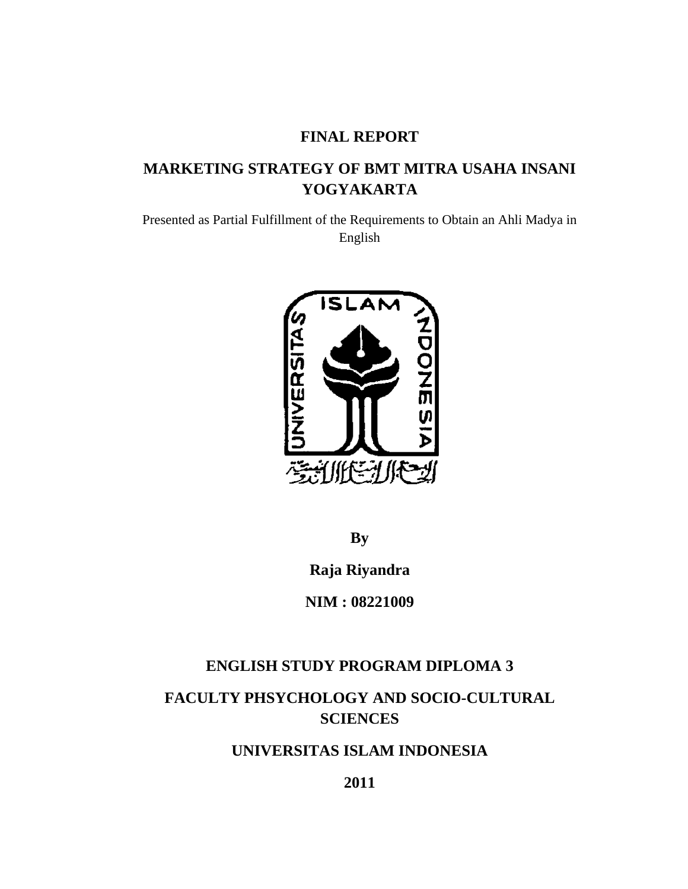# FINAL REPORT

# MARKETING STRATEGY OF BMT MITRA USAHA INSANI YOGYAKARTA

Presented as Partial Fulfillment of the Requirements to Obtain an Ahli Madya in English

**By**

**Raja Riyandra**

**NIM : 08221009**

**ENGLISH STUDY PROGRAM DIPLOMA 3**

**FACULTY PHSYCHOLOGY AND SOCIO-CULTURAL SCIENCES**

**UNIVERSITAS ISLAM INDONESIA**

**2011**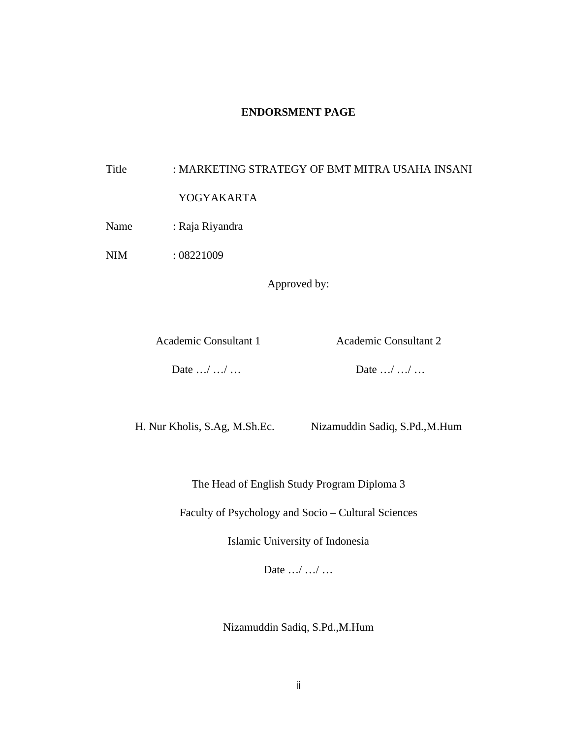# ENDORSMENT PAGE

Title : MARKETING STRATEGY OF BMT MITRA USAHA INSANI YOGYAKARTA

Name : Raja Riyandra

NIM : 08221009

Approved by:

| Academic Consultant 1 | Academic Consultant 2 |
|---|---|
| Date …/ …/ … | Date …/ …/ … |
| H. Nur Kholis, S.Ag, M.Sh.Ec. | Nizamuddin Sadiq, S.Pd.,M.Hum |

The Head of English Study Program Diploma 3

Faculty of Psychology and Socio – Cultural Sciences

Islamic University of Indonesia

Date …/ …/ …

Nizamuddin Sadiq, S.Pd.,M.Hum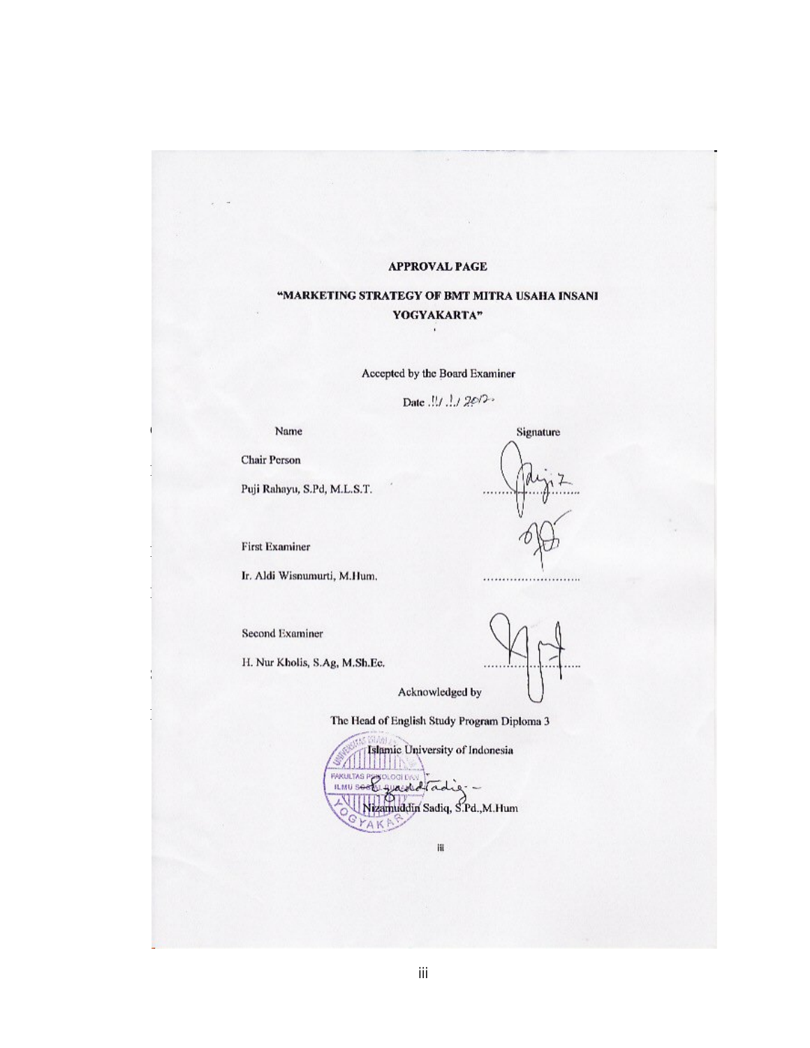## APPROVAL PAGE

## "MARKETING STRATEGY OF BMT MITRA USAHA INSANI YOGYAKARTA"

Accepted by the Board Examiner

Date .11/ .1./ 2012

| Name | Signature |
|---|---|
| Chair Person<br>Puji Rahayu, S.Pd, M.L.S.T. | ........................ |
| First Examiner<br>Ir. Aldi Wisnumurti, M.Hum. | ........................ |
| Second Examiner<br>H. Nur Kholis, S.Ag, M.Sh.Ec. | ........................ |

Acknowledged by

The Head of English Study Program Diploma 3

Islamic University of Indonesia

Nizamuddin Sadiq, S.Pd.,M.Hum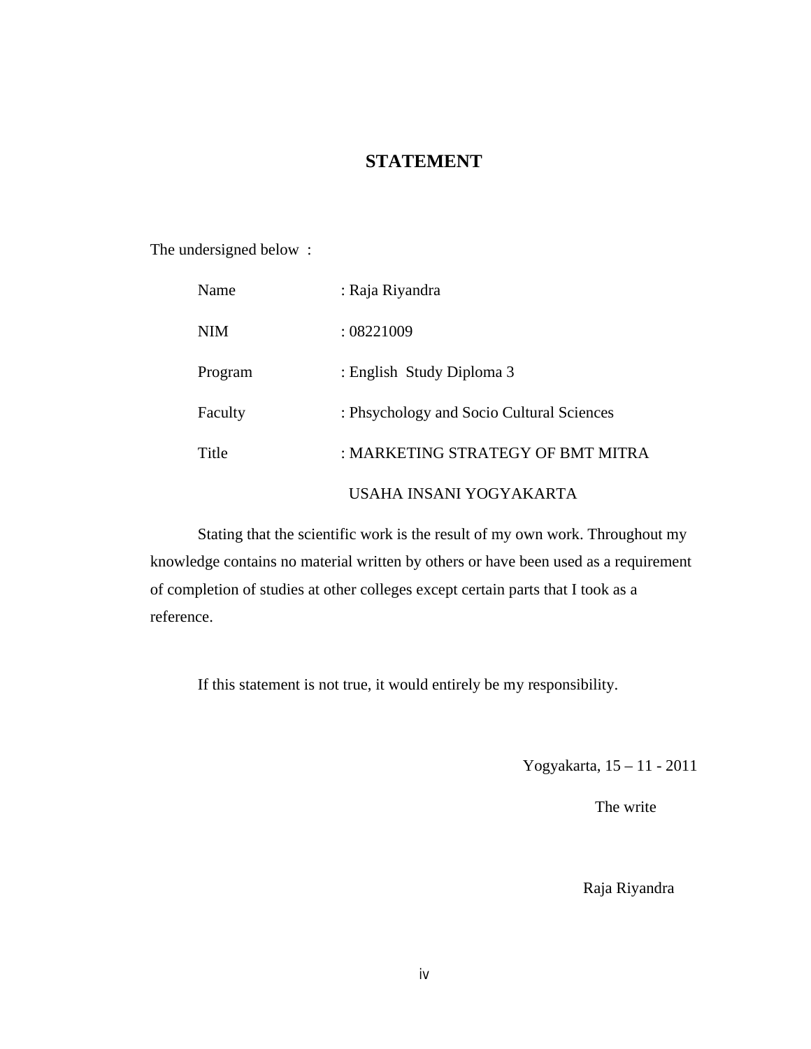# STATEMENT

The undersigned below :

| | |
|---|---|
| Name | : Raja Riyandra |
| NIM | : 08221009 |
| Program | : English Study Diploma 3 |
| Faculty | : Phsychology and Socio Cultural Sciences |
| Title | : MARKETING STRATEGY OF BMT MITRA USAHA INSANI YOGYAKARTA |

Stating that the scientific work is the result of my own work. Throughout my knowledge contains no material written by others or have been used as a requirement of completion of studies at other colleges except certain parts that I took as a reference.

If this statement is not true, it would entirely be my responsibility.

Yogyakarta, 15 – 11 - 2011

The write

Raja Riyandra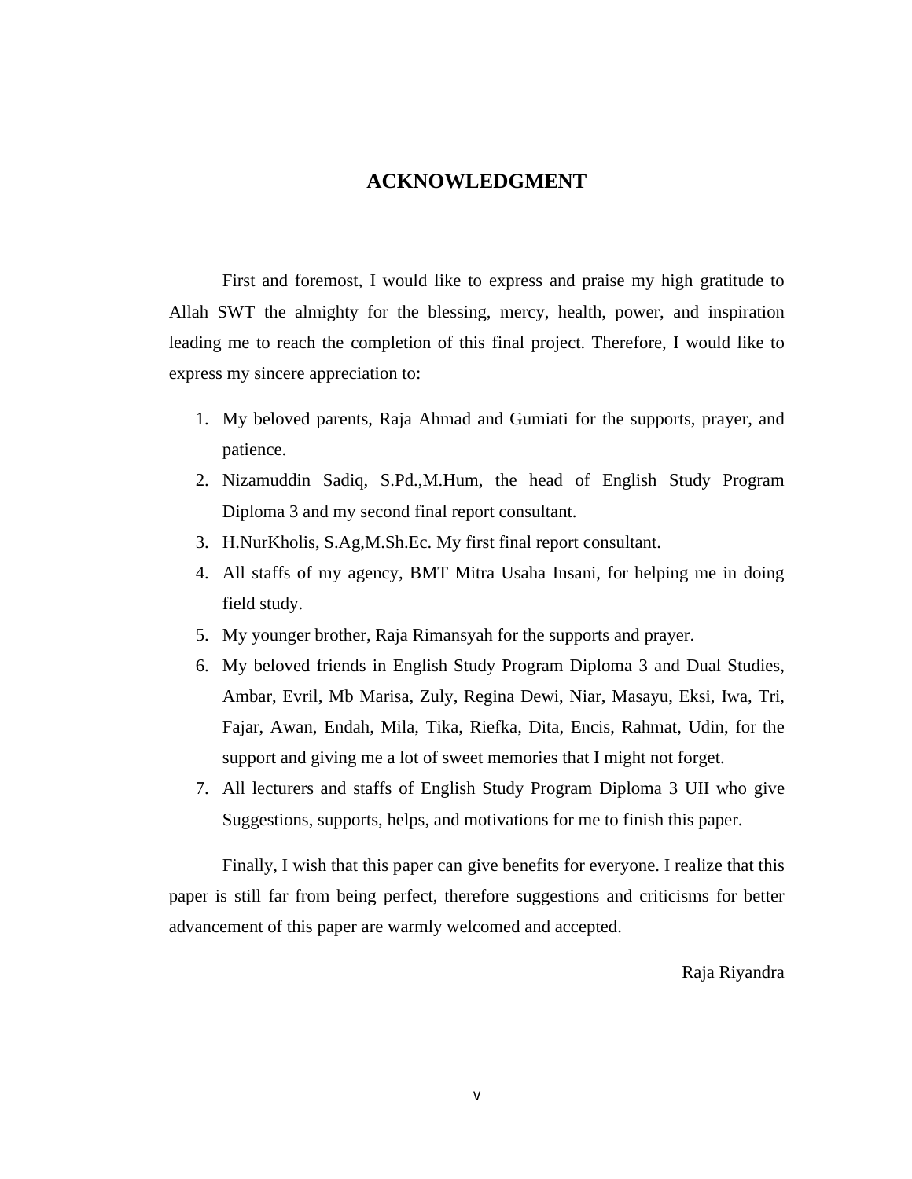# ACKNOWLEDGMENT

First and foremost, I would like to express and praise my high gratitude to Allah SWT the almighty for the blessing, mercy, health, power, and inspiration leading me to reach the completion of this final project. Therefore, I would like to express my sincere appreciation to:

1. My beloved parents, Raja Ahmad and Gumiati for the supports, prayer, and patience.
2. Nizamuddin Sadiq, S.Pd.,M.Hum, the head of English Study Program Diploma 3 and my second final report consultant.
3. H.NurKholis, S.Ag,M.Sh.Ec. My first final report consultant.
4. All staffs of my agency, BMT Mitra Usaha Insani, for helping me in doing field study.
5. My younger brother, Raja Rimansyah for the supports and prayer.
6. My beloved friends in English Study Program Diploma 3 and Dual Studies, Ambar, Evril, Mb Marisa, Zuly, Regina Dewi, Niar, Masayu, Eksi, Iwa, Tri, Fajar, Awan, Endah, Mila, Tika, Riefka, Dita, Encis, Rahmat, Udin, for the support and giving me a lot of sweet memories that I might not forget.
7. All lecturers and staffs of English Study Program Diploma 3 UII who give Suggestions, supports, helps, and motivations for me to finish this paper.

Finally, I wish that this paper can give benefits for everyone. I realize that this paper is still far from being perfect, therefore suggestions and criticisms for better advancement of this paper are warmly welcomed and accepted.

Raja Riyandra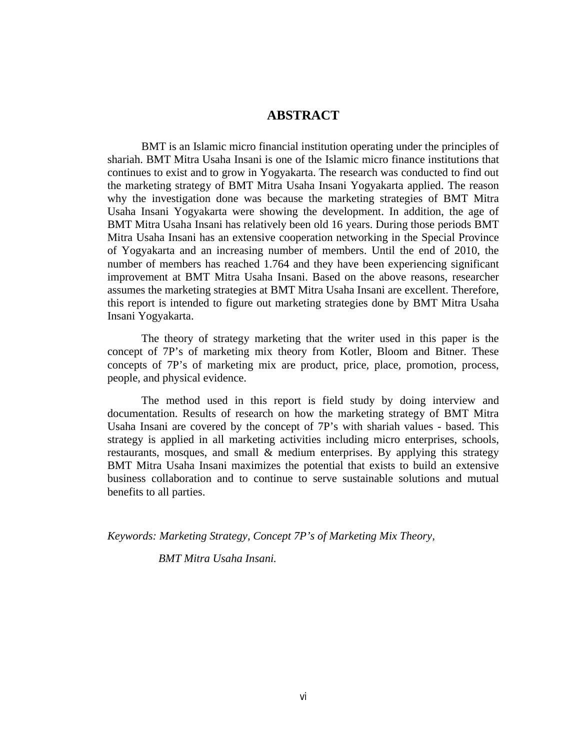# ABSTRACT

BMT is an Islamic micro financial institution operating under the principles of shariah. BMT Mitra Usaha Insani is one of the Islamic micro finance institutions that continues to exist and to grow in Yogyakarta. The research was conducted to find out the marketing strategy of BMT Mitra Usaha Insani Yogyakarta applied. The reason why the investigation done was because the marketing strategies of BMT Mitra Usaha Insani Yogyakarta were showing the development. In addition, the age of BMT Mitra Usaha Insani has relatively been old 16 years. During those periods BMT Mitra Usaha Insani has an extensive cooperation networking in the Special Province of Yogyakarta and an increasing number of members. Until the end of 2010, the number of members has reached 1.764 and they have been experiencing significant improvement at BMT Mitra Usaha Insani. Based on the above reasons, researcher assumes the marketing strategies at BMT Mitra Usaha Insani are excellent. Therefore, this report is intended to figure out marketing strategies done by BMT Mitra Usaha Insani Yogyakarta.

The theory of strategy marketing that the writer used in this paper is the concept of 7P's of marketing mix theory from Kotler, Bloom and Bitner. These concepts of 7P's of marketing mix are product, price, place, promotion, process, people, and physical evidence.

The method used in this report is field study by doing interview and documentation. Results of research on how the marketing strategy of BMT Mitra Usaha Insani are covered by the concept of 7P's with shariah values - based. This strategy is applied in all marketing activities including micro enterprises, schools, restaurants, mosques, and small & medium enterprises. By applying this strategy BMT Mitra Usaha Insani maximizes the potential that exists to build an extensive business collaboration and to continue to serve sustainable solutions and mutual benefits to all parties.

*Keywords: Marketing Strategy, Concept 7P's of Marketing Mix Theory, BMT Mitra Usaha Insani.*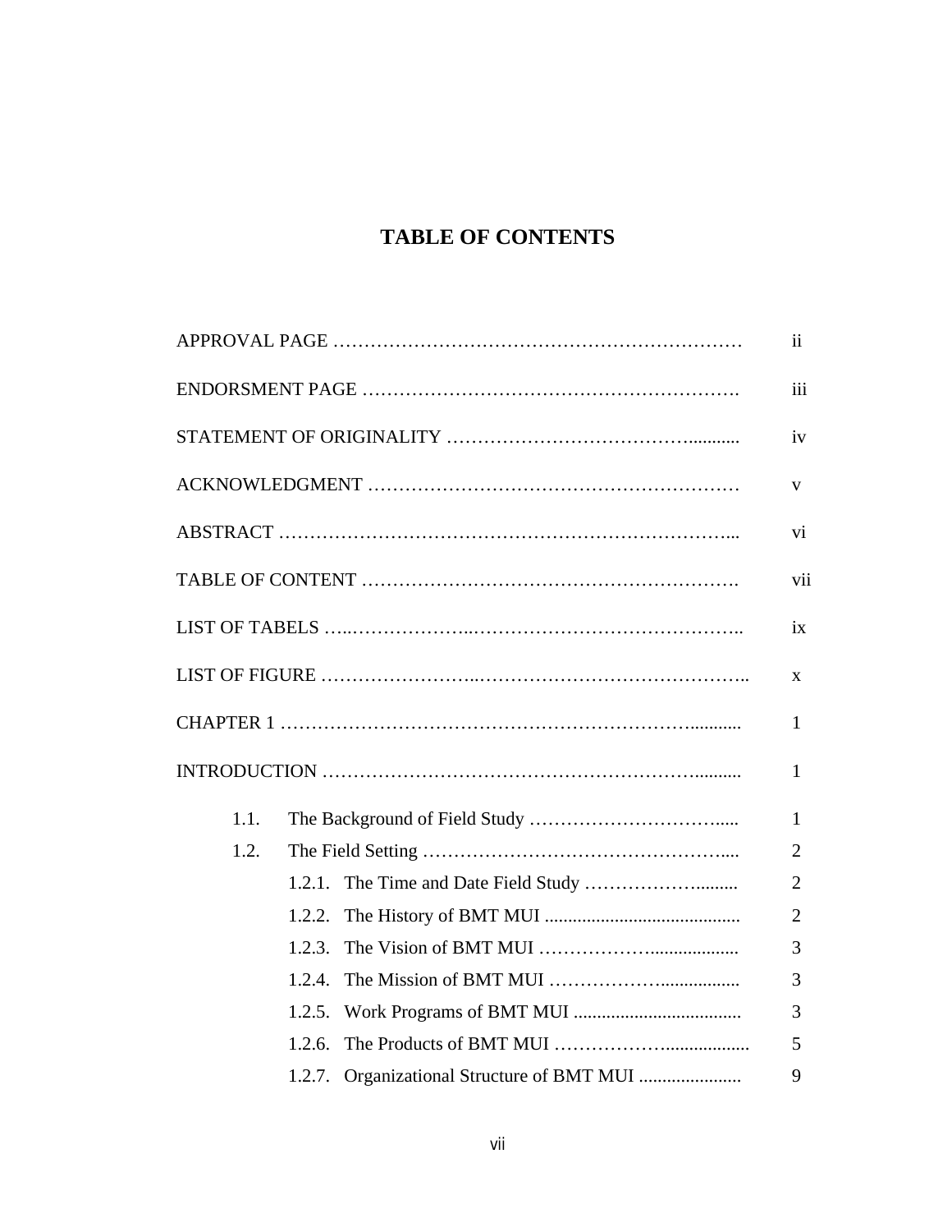# TABLE OF CONTENTS

| | |
|---|---|
| APPROVAL PAGE ……………………………………………………… | ii |
| ENDORSMENT PAGE …………………………………………………. | iii |
| STATEMENT OF ORIGINALITY ……………………………….......... | iv |
| ACKNOWLEDGMENT ………………………………………………… | v |
| ABSTRACT ……………………………………………………………... | vi |
| TABLE OF CONTENT …………………………………………………. | vii |
| LIST OF TABELS …..………………..…………………………………….. | ix |
| LIST OF FIGURE ……………………..…………………………………….. | x |
| CHAPTER 1 ………………………………………………………........... | 1 |
| INTRODUCTION ……………………………………………………......... | 1 |
| 1.1. The Background of Field Study …………………………...... | 1 |
| 1.2. The Field Setting …………………………………………….... | 2 |
| 1.2.1. The Time and Date Field Study ……………….......... | 2 |
| 1.2.2. The History of BMT MUI .......................................... | 2 |
| 1.2.3. The Vision of BMT MUI ……………….................... | 3 |
| 1.2.4. The Mission of BMT MUI ………………................. | 3 |
| 1.2.5. Work Programs of BMT MUI .................................... | 3 |
| 1.2.6. The Products of BMT MUI ………………................... | 5 |
| 1.2.7. Organizational Structure of BMT MUI ...................... | 9 |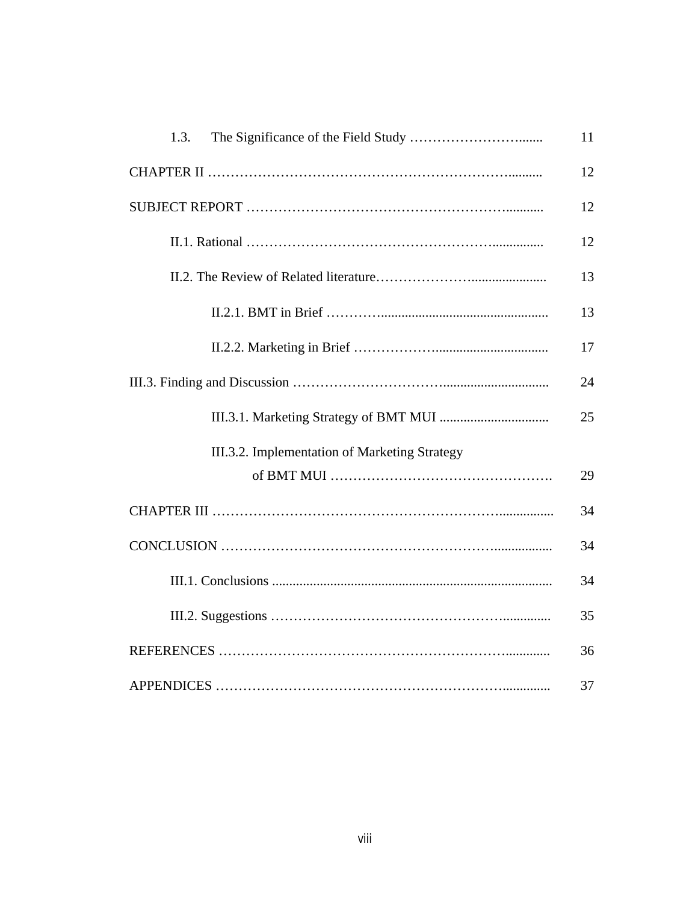| | |
|---|---|
| 1.3. The Significance of the Field Study ……………………....... | 11 |
| CHAPTER II …………………………………………………………......... | 12 |
| SUBJECT REPORT ………………………………………………........... | 12 |
| II.1. Rational ……………………………………………….............. | 12 |
| II.2. The Review of Related literature……………………..................... | 13 |
| II.2.1. BMT in Brief …………................................................... | 13 |
| II.2.2. Marketing in Brief ………………................................ | 17 |
| III.3. Finding and Discussion …………………………............................. | 24 |
| III.3.1. Marketing Strategy of BMT MUI ............................... | 25 |
| III.3.2. Implementation of Marketing Strategy of BMT MUI …………………………………………. | 29 |
| CHAPTER III ……………………………………………………................ | 34 |
| CONCLUSION …………………………………………………................ | 34 |
| III.1. Conclusions ................................................................................ | 34 |
| III.2. Suggestions ………………………………………….............. | 35 |
| REFERENCES ……………………………………………………............. | 36 |
| APPENDICES ……………………………………………………............. | 37 |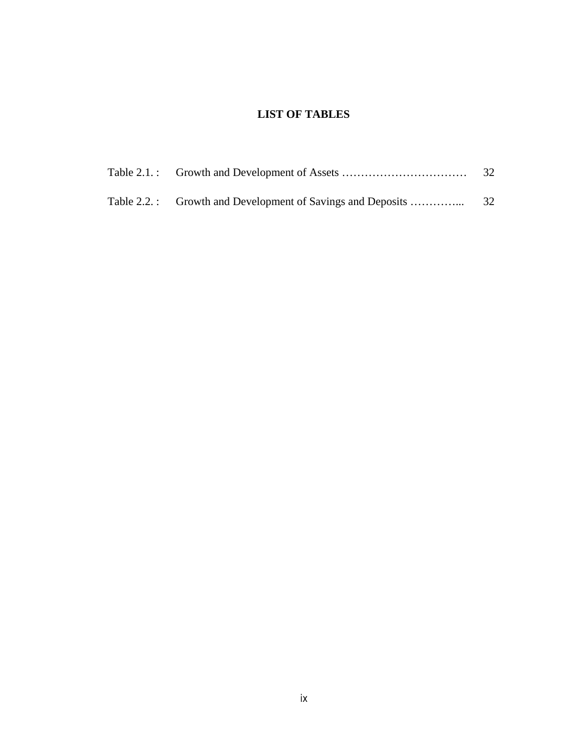# LIST OF TABLES

Table 2.1. : Growth and Development of Assets …………………………… 32

Table 2.2. : Growth and Development of Savings and Deposits …………... 32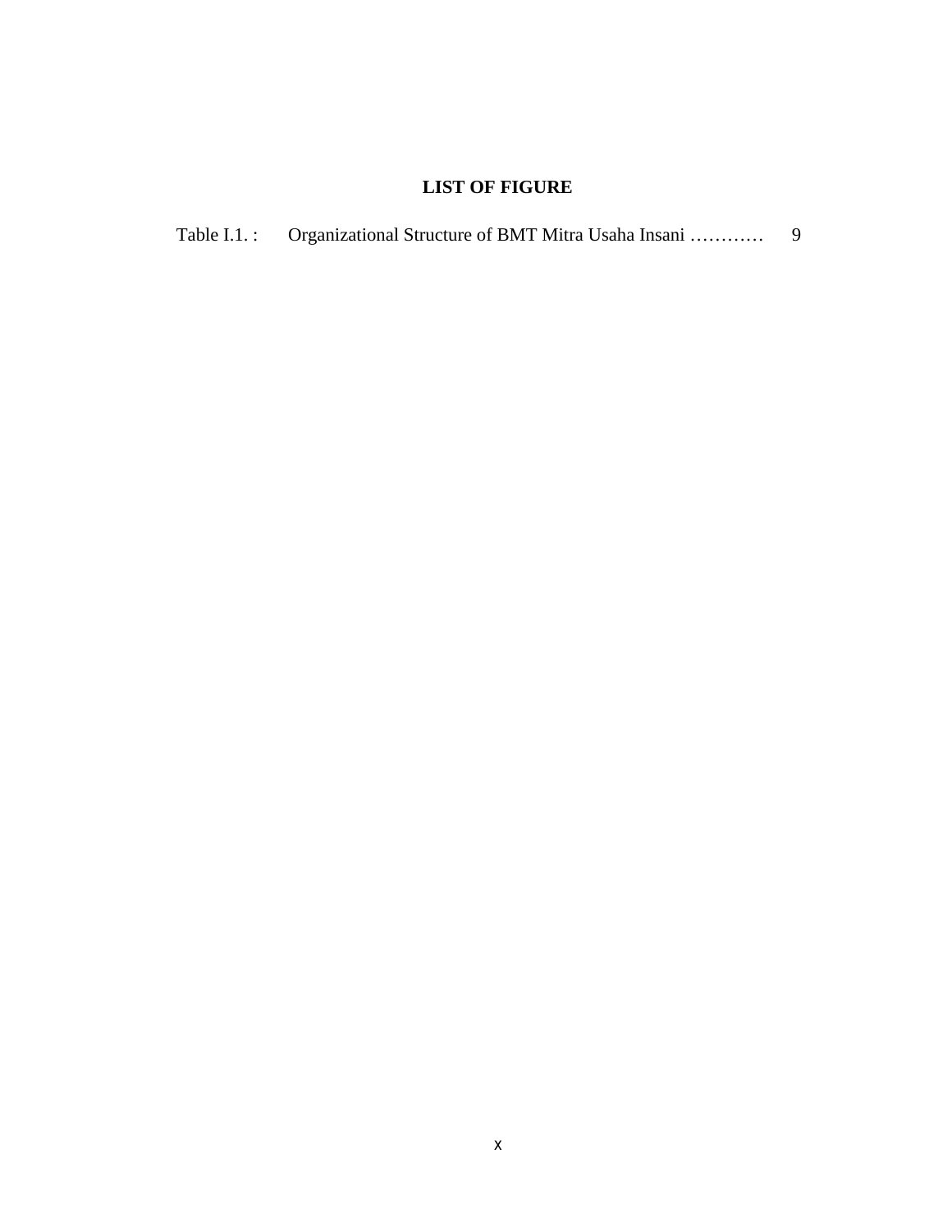# LIST OF FIGURE

Table I.1. : Organizational Structure of BMT Mitra Usaha Insani ………… 9